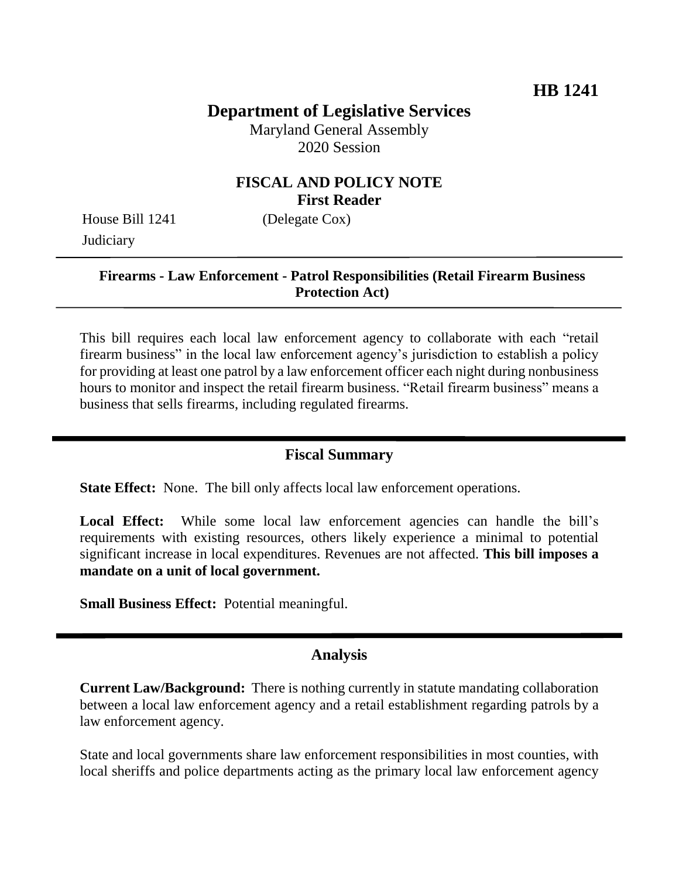**HB 1241**

# Department of Legislative Services

Maryland General Assembly
2020 Session

## FISCAL AND POLICY NOTE
**First Reader**

House Bill 1241 (Delegate Cox)
Judiciary

---

**Firearms - Law Enforcement - Patrol Responsibilities (Retail Firearm Business Protection Act)**

---

This bill requires each local law enforcement agency to collaborate with each "retail firearm business" in the local law enforcement agency's jurisdiction to establish a policy for providing at least one patrol by a law enforcement officer each night during nonbusiness hours to monitor and inspect the retail firearm business. "Retail firearm business" means a business that sells firearms, including regulated firearms.

---

## Fiscal Summary

**State Effect:** None. The bill only affects local law enforcement operations.

**Local Effect:** While some local law enforcement agencies can handle the bill's requirements with existing resources, others likely experience a minimal to potential significant increase in local expenditures. Revenues are not affected. **This bill imposes a mandate on a unit of local government.**

**Small Business Effect:** Potential meaningful.

---

## Analysis

**Current Law/Background:** There is nothing currently in statute mandating collaboration between a local law enforcement agency and a retail establishment regarding patrols by a law enforcement agency.

State and local governments share law enforcement responsibilities in most counties, with local sheriffs and police departments acting as the primary local law enforcement agency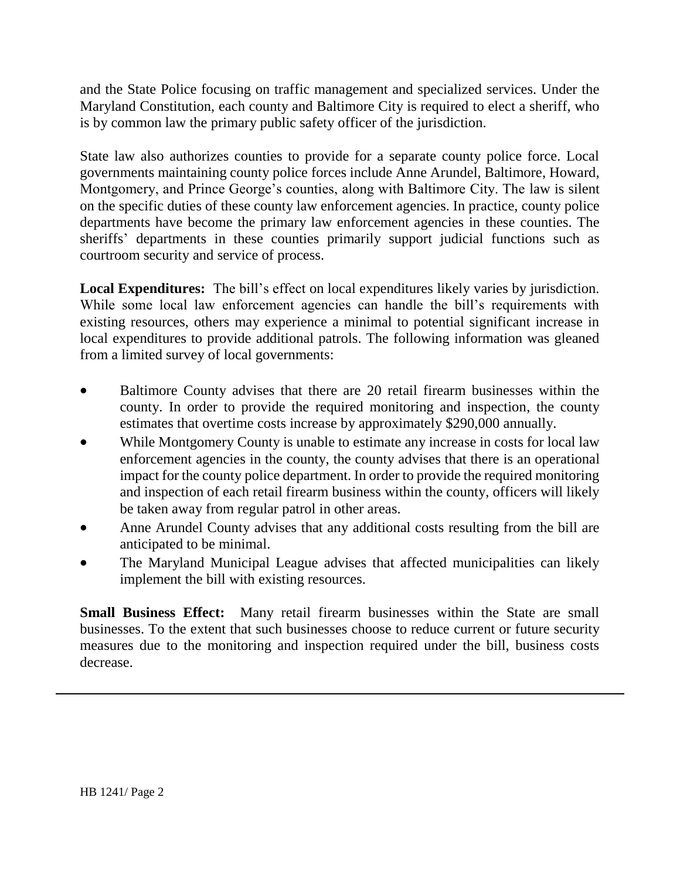and the State Police focusing on traffic management and specialized services. Under the Maryland Constitution, each county and Baltimore City is required to elect a sheriff, who is by common law the primary public safety officer of the jurisdiction.

State law also authorizes counties to provide for a separate county police force. Local governments maintaining county police forces include Anne Arundel, Baltimore, Howard, Montgomery, and Prince George's counties, along with Baltimore City. The law is silent on the specific duties of these county law enforcement agencies. In practice, county police departments have become the primary law enforcement agencies in these counties. The sheriffs' departments in these counties primarily support judicial functions such as courtroom security and service of process.

**Local Expenditures:** The bill's effect on local expenditures likely varies by jurisdiction. While some local law enforcement agencies can handle the bill's requirements with existing resources, others may experience a minimal to potential significant increase in local expenditures to provide additional patrols. The following information was gleaned from a limited survey of local governments:

- Baltimore County advises that there are 20 retail firearm businesses within the county. In order to provide the required monitoring and inspection, the county estimates that overtime costs increase by approximately $290,000 annually.
- While Montgomery County is unable to estimate any increase in costs for local law enforcement agencies in the county, the county advises that there is an operational impact for the county police department. In order to provide the required monitoring and inspection of each retail firearm business within the county, officers will likely be taken away from regular patrol in other areas.
- Anne Arundel County advises that any additional costs resulting from the bill are anticipated to be minimal.
- The Maryland Municipal League advises that affected municipalities can likely implement the bill with existing resources.

**Small Business Effect:** Many retail firearm businesses within the State are small businesses. To the extent that such businesses choose to reduce current or future security measures due to the monitoring and inspection required under the bill, business costs decrease.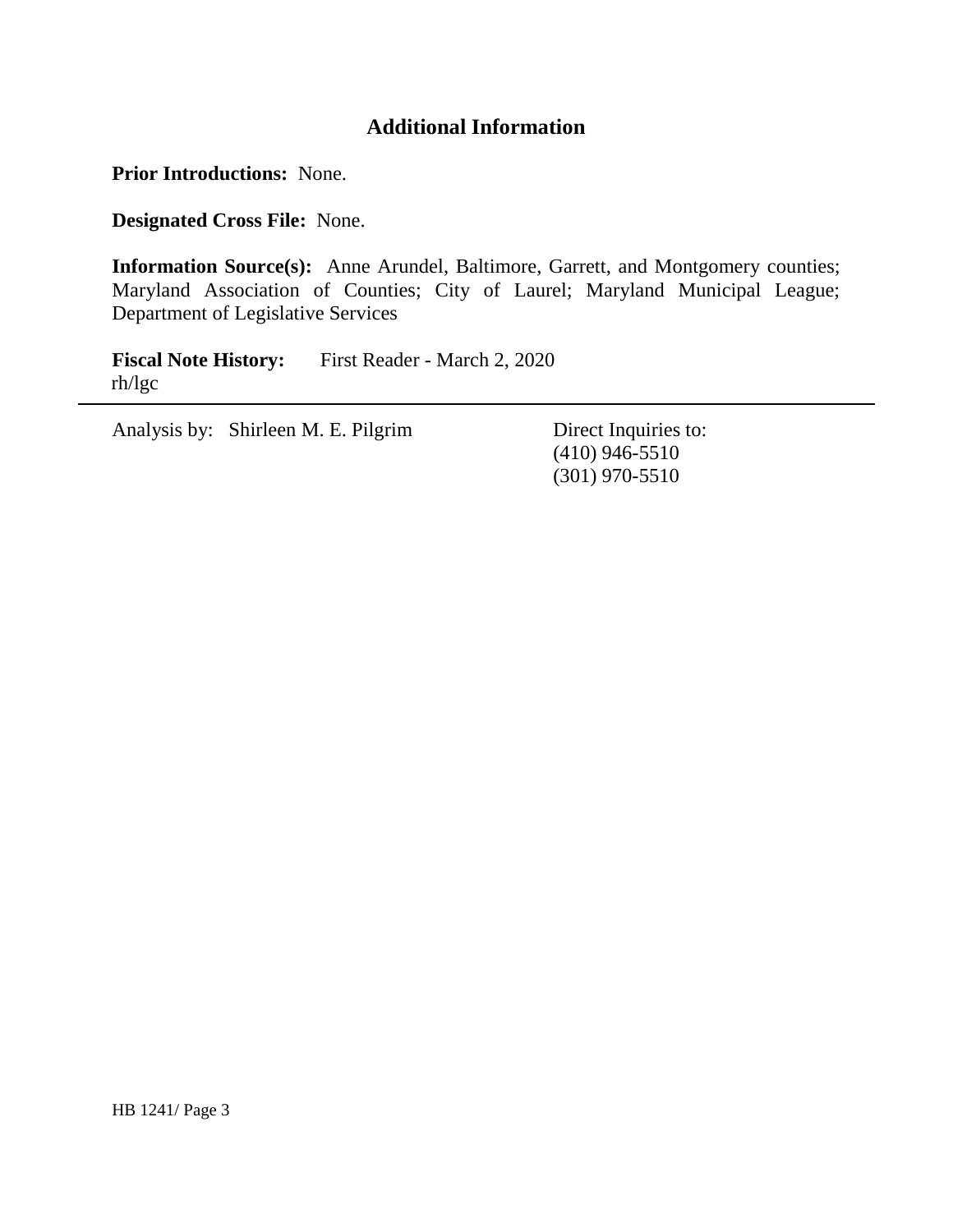## Additional Information

**Prior Introductions:** None.

**Designated Cross File:** None.

**Information Source(s):** Anne Arundel, Baltimore, Garrett, and Montgomery counties; Maryland Association of Counties; City of Laurel; Maryland Municipal League; Department of Legislative Services

**Fiscal Note History:** First Reader - March 2, 2020
rh/lgc

---

Analysis by: Shirleen M. E. Pilgrim

Direct Inquiries to:
(410) 946-5510
(301) 970-5510